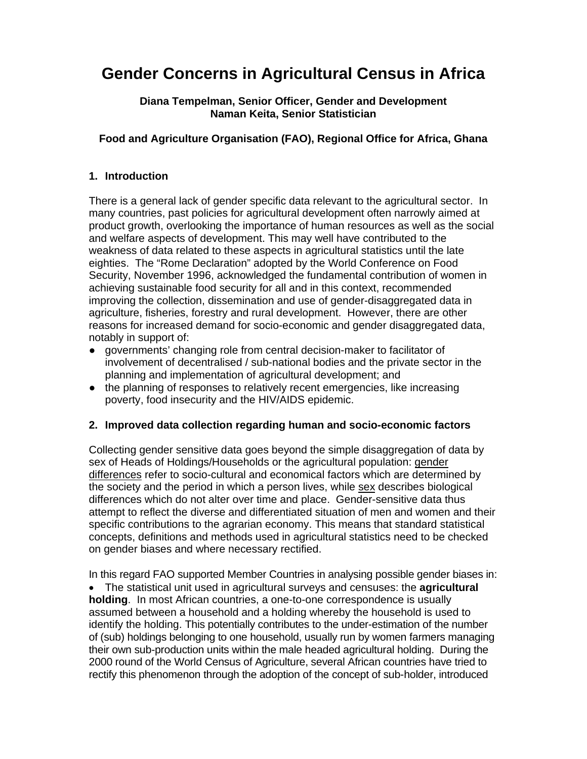# Gender Concerns in Agricultural Census in Africa

**Diana Tempelman, Senior Officer, Gender and Development**
**Naman Keita, Senior Statistician**

**Food and Agriculture Organisation (FAO), Regional Office for Africa, Ghana**

## 1. Introduction

There is a general lack of gender specific data relevant to the agricultural sector. In many countries, past policies for agricultural development often narrowly aimed at product growth, overlooking the importance of human resources as well as the social and welfare aspects of development. This may well have contributed to the weakness of data related to these aspects in agricultural statistics until the late eighties. The "Rome Declaration" adopted by the World Conference on Food Security, November 1996, acknowledged the fundamental contribution of women in achieving sustainable food security for all and in this context, recommended improving the collection, dissemination and use of gender-disaggregated data in agriculture, fisheries, forestry and rural development. However, there are other reasons for increased demand for socio-economic and gender disaggregated data, notably in support of:

- governments' changing role from central decision-maker to facilitator of involvement of decentralised / sub-national bodies and the private sector in the planning and implementation of agricultural development; and
- the planning of responses to relatively recent emergencies, like increasing poverty, food insecurity and the HIV/AIDS epidemic.

## 2. Improved data collection regarding human and socio-economic factors

Collecting gender sensitive data goes beyond the simple disaggregation of data by sex of Heads of Holdings/Households or the agricultural population: gender differences refer to socio-cultural and economical factors which are determined by the society and the period in which a person lives, while sex describes biological differences which do not alter over time and place. Gender-sensitive data thus attempt to reflect the diverse and differentiated situation of men and women and their specific contributions to the agrarian economy. This means that standard statistical concepts, definitions and methods used in agricultural statistics need to be checked on gender biases and where necessary rectified.

In this regard FAO supported Member Countries in analysing possible gender biases in:

- The statistical unit used in agricultural surveys and censuses: the **agricultural holding**. In most African countries, a one-to-one correspondence is usually assumed between a household and a holding whereby the household is used to identify the holding. This potentially contributes to the under-estimation of the number of (sub) holdings belonging to one household, usually run by women farmers managing their own sub-production units within the male headed agricultural holding. During the 2000 round of the World Census of Agriculture, several African countries have tried to rectify this phenomenon through the adoption of the concept of sub-holder, introduced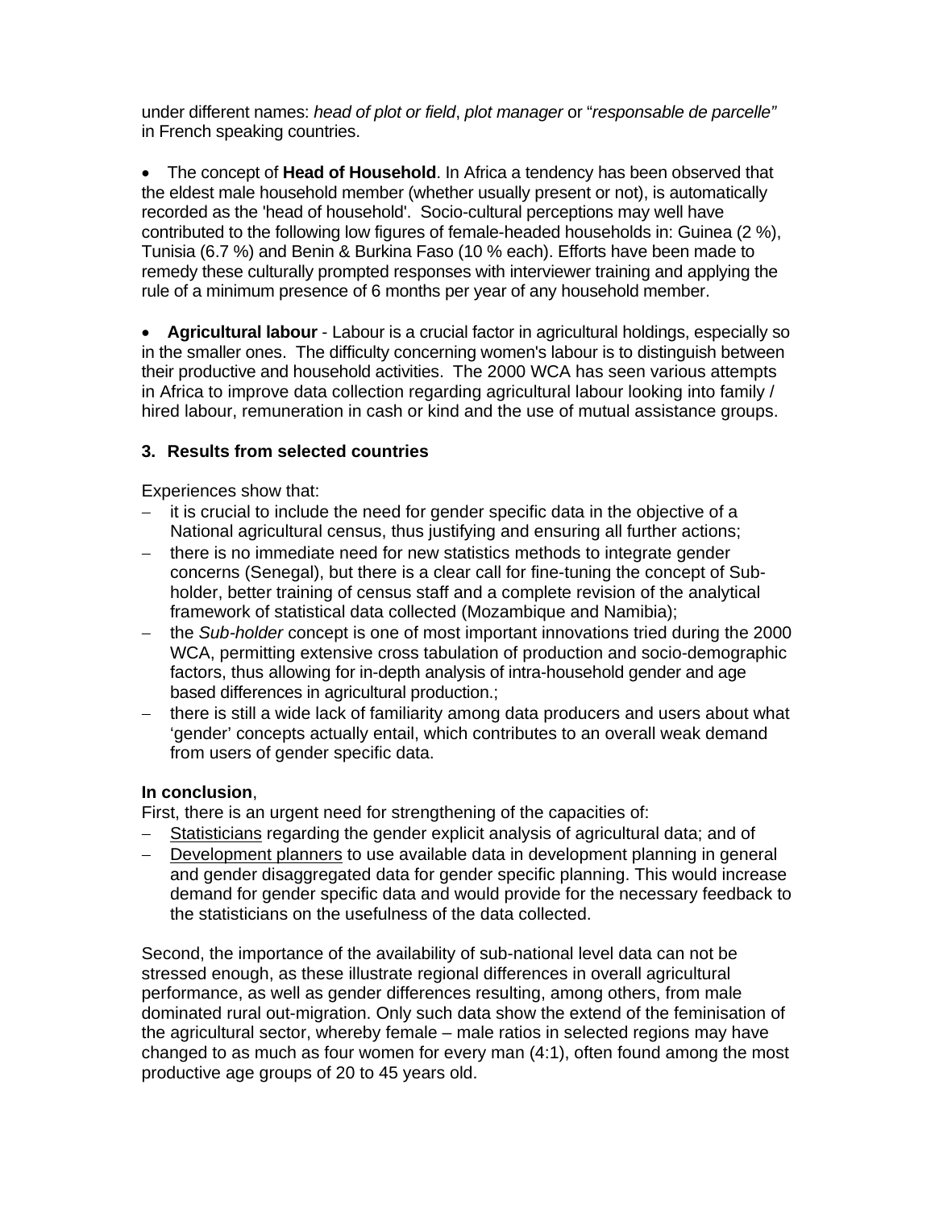under different names: *head of plot or field*, *plot manager* or "*responsable de parcelle"* in French speaking countries.

- The concept of **Head of Household**. In Africa a tendency has been observed that the eldest male household member (whether usually present or not), is automatically recorded as the 'head of household'. Socio-cultural perceptions may well have contributed to the following low figures of female-headed households in: Guinea (2 %), Tunisia (6.7 %) and Benin & Burkina Faso (10 % each). Efforts have been made to remedy these culturally prompted responses with interviewer training and applying the rule of a minimum presence of 6 months per year of any household member.

- **Agricultural labour** - Labour is a crucial factor in agricultural holdings, especially so in the smaller ones. The difficulty concerning women's labour is to distinguish between their productive and household activities. The 2000 WCA has seen various attempts in Africa to improve data collection regarding agricultural labour looking into family / hired labour, remuneration in cash or kind and the use of mutual assistance groups.

### 3. Results from selected countries

Experiences show that:

- it is crucial to include the need for gender specific data in the objective of a National agricultural census, thus justifying and ensuring all further actions;
- there is no immediate need for new statistics methods to integrate gender concerns (Senegal), but there is a clear call for fine-tuning the concept of Sub-holder, better training of census staff and a complete revision of the analytical framework of statistical data collected (Mozambique and Namibia);
- the *Sub-holder* concept is one of most important innovations tried during the 2000 WCA, permitting extensive cross tabulation of production and socio-demographic factors, thus allowing for in-depth analysis of intra-household gender and age based differences in agricultural production.;
- there is still a wide lack of familiarity among data producers and users about what 'gender' concepts actually entail, which contributes to an overall weak demand from users of gender specific data.

**In conclusion**,
First, there is an urgent need for strengthening of the capacities of:

- Statisticians regarding the gender explicit analysis of agricultural data; and of
- Development planners to use available data in development planning in general and gender disaggregated data for gender specific planning. This would increase demand for gender specific data and would provide for the necessary feedback to the statisticians on the usefulness of the data collected.

Second, the importance of the availability of sub-national level data can not be stressed enough, as these illustrate regional differences in overall agricultural performance, as well as gender differences resulting, among others, from male dominated rural out-migration. Only such data show the extend of the feminisation of the agricultural sector, whereby female – male ratios in selected regions may have changed to as much as four women for every man (4:1), often found among the most productive age groups of 20 to 45 years old.